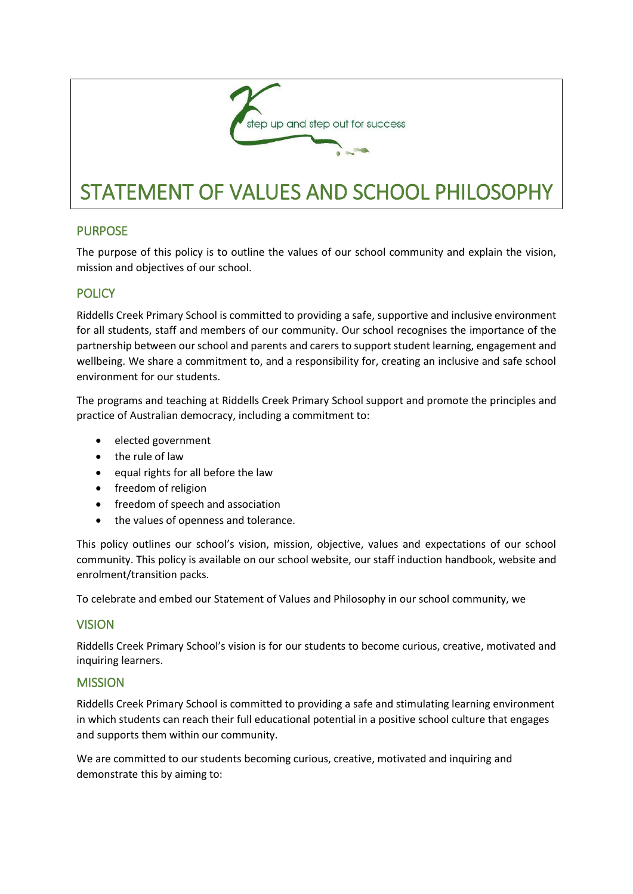step up and step out for success

# STATEMENT OF VALUES AND SCHOOL PHILOSOPHY

## PURPOSE

The purpose of this policy is to outline the values of our school community and explain the vision, mission and objectives of our school.

## POLICY

Riddells Creek Primary School is committed to providing a safe, supportive and inclusive environment for all students, staff and members of our community. Our school recognises the importance of the partnership between our school and parents and carers to support student learning, engagement and wellbeing. We share a commitment to, and a responsibility for, creating an inclusive and safe school environment for our students.

The programs and teaching at Riddells Creek Primary School support and promote the principles and practice of Australian democracy, including a commitment to:

- elected government
- the rule of law
- equal rights for all before the law
- freedom of religion
- freedom of speech and association
- the values of openness and tolerance.

This policy outlines our school's vision, mission, objective, values and expectations of our school community. This policy is available on our school website, our staff induction handbook, website and enrolment/transition packs.

To celebrate and embed our Statement of Values and Philosophy in our school community, we

## VISION

Riddells Creek Primary School's vision is for our students to become curious, creative, motivated and inquiring learners.

## MISSION

Riddells Creek Primary School is committed to providing a safe and stimulating learning environment in which students can reach their full educational potential in a positive school culture that engages and supports them within our community.

We are committed to our students becoming curious, creative, motivated and inquiring and demonstrate this by aiming to: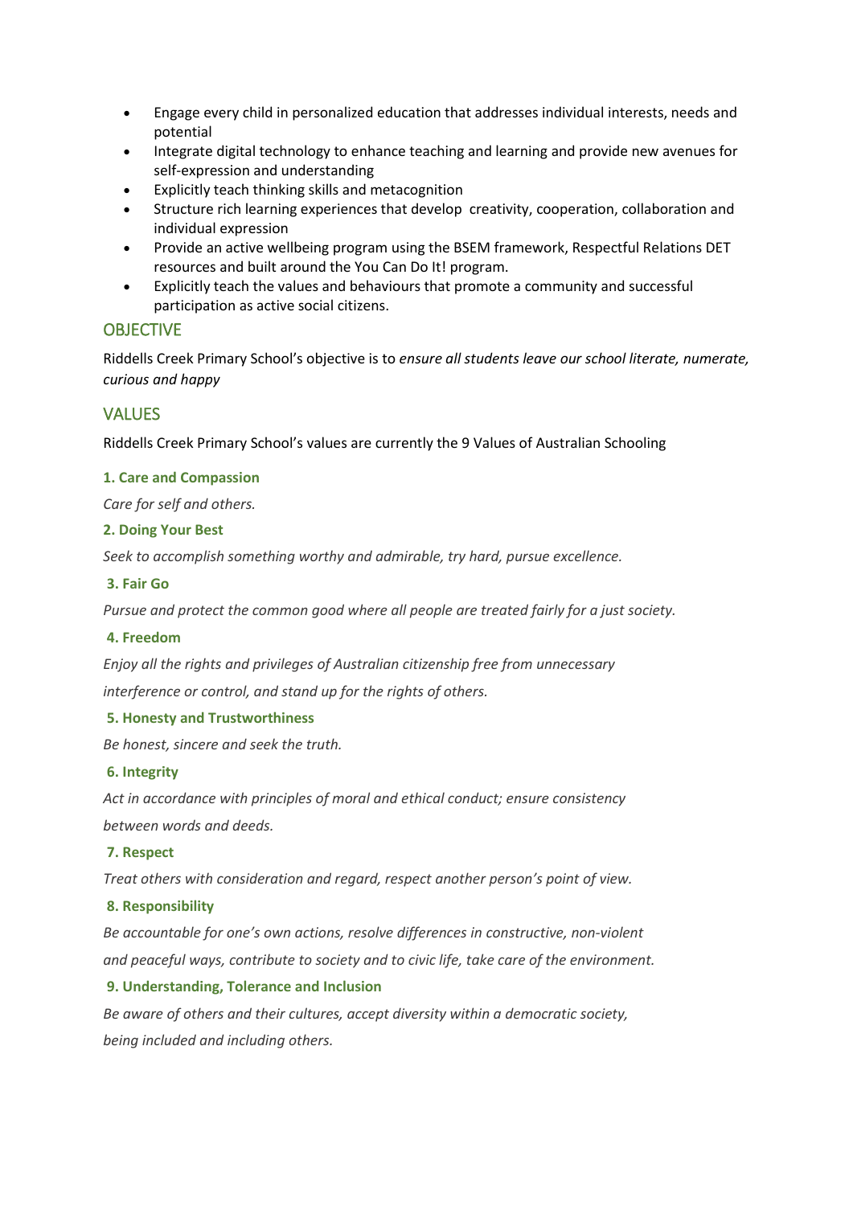- Engage every child in personalized education that addresses individual interests, needs and potential
- Integrate digital technology to enhance teaching and learning and provide new avenues for self-expression and understanding
- Explicitly teach thinking skills and metacognition
- Structure rich learning experiences that develop creativity, cooperation, collaboration and individual expression
- Provide an active wellbeing program using the BSEM framework, Respectful Relations DET resources and built around the You Can Do It! program.
- Explicitly teach the values and behaviours that promote a community and successful participation as active social citizens.

## OBJECTIVE

Riddells Creek Primary School's objective is to *ensure all students leave our school literate, numerate, curious and happy*

## VALUES

Riddells Creek Primary School's values are currently the 9 Values of Australian Schooling

#### 1. Care and Compassion

*Care for self and others.*

#### 2. Doing Your Best

*Seek to accomplish something worthy and admirable, try hard, pursue excellence.*

#### 3. Fair Go

*Pursue and protect the common good where all people are treated fairly for a just society.*

#### 4. Freedom

*Enjoy all the rights and privileges of Australian citizenship free from unnecessary interference or control, and stand up for the rights of others.*

#### 5. Honesty and Trustworthiness

*Be honest, sincere and seek the truth.*

#### 6. Integrity

*Act in accordance with principles of moral and ethical conduct; ensure consistency between words and deeds.*

#### 7. Respect

*Treat others with consideration and regard, respect another person's point of view.*

#### 8. Responsibility

*Be accountable for one's own actions, resolve differences in constructive, non-violent and peaceful ways, contribute to society and to civic life, take care of the environment.*

#### 9. Understanding, Tolerance and Inclusion

*Be aware of others and their cultures, accept diversity within a democratic society, being included and including others.*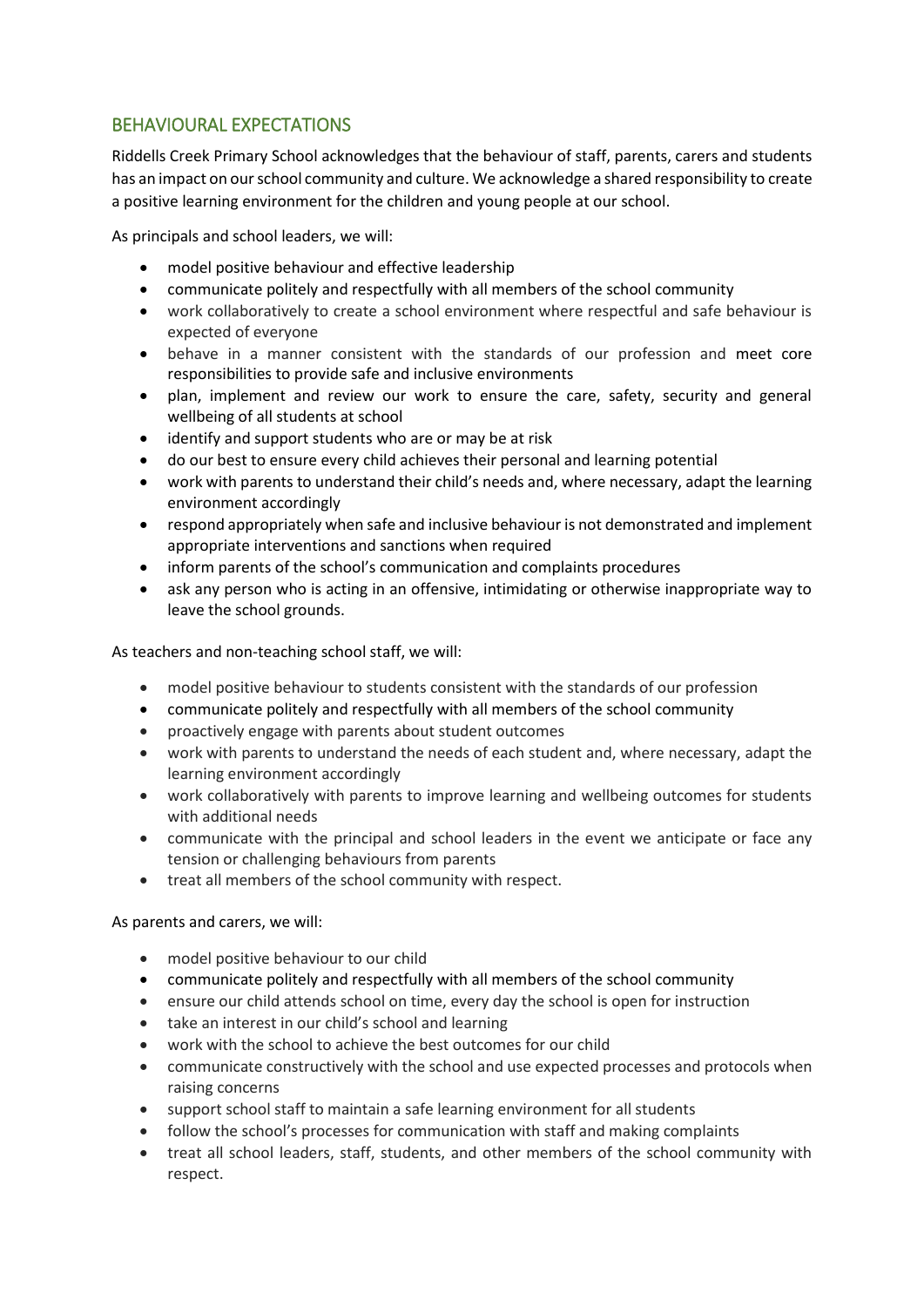## BEHAVIOURAL EXPECTATIONS

Riddells Creek Primary School acknowledges that the behaviour of staff, parents, carers and students has an impact on our school community and culture. We acknowledge a shared responsibility to create a positive learning environment for the children and young people at our school.

As principals and school leaders, we will:

- model positive behaviour and effective leadership
- communicate politely and respectfully with all members of the school community
- work collaboratively to create a school environment where respectful and safe behaviour is expected of everyone
- behave in a manner consistent with the standards of our profession and meet core responsibilities to provide safe and inclusive environments
- plan, implement and review our work to ensure the care, safety, security and general wellbeing of all students at school
- identify and support students who are or may be at risk
- do our best to ensure every child achieves their personal and learning potential
- work with parents to understand their child's needs and, where necessary, adapt the learning environment accordingly
- respond appropriately when safe and inclusive behaviour is not demonstrated and implement appropriate interventions and sanctions when required
- inform parents of the school's communication and complaints procedures
- ask any person who is acting in an offensive, intimidating or otherwise inappropriate way to leave the school grounds.

As teachers and non-teaching school staff, we will:

- model positive behaviour to students consistent with the standards of our profession
- communicate politely and respectfully with all members of the school community
- proactively engage with parents about student outcomes
- work with parents to understand the needs of each student and, where necessary, adapt the learning environment accordingly
- work collaboratively with parents to improve learning and wellbeing outcomes for students with additional needs
- communicate with the principal and school leaders in the event we anticipate or face any tension or challenging behaviours from parents
- treat all members of the school community with respect.

As parents and carers, we will:

- model positive behaviour to our child
- communicate politely and respectfully with all members of the school community
- ensure our child attends school on time, every day the school is open for instruction
- take an interest in our child's school and learning
- work with the school to achieve the best outcomes for our child
- communicate constructively with the school and use expected processes and protocols when raising concerns
- support school staff to maintain a safe learning environment for all students
- follow the school's processes for communication with staff and making complaints
- treat all school leaders, staff, students, and other members of the school community with respect.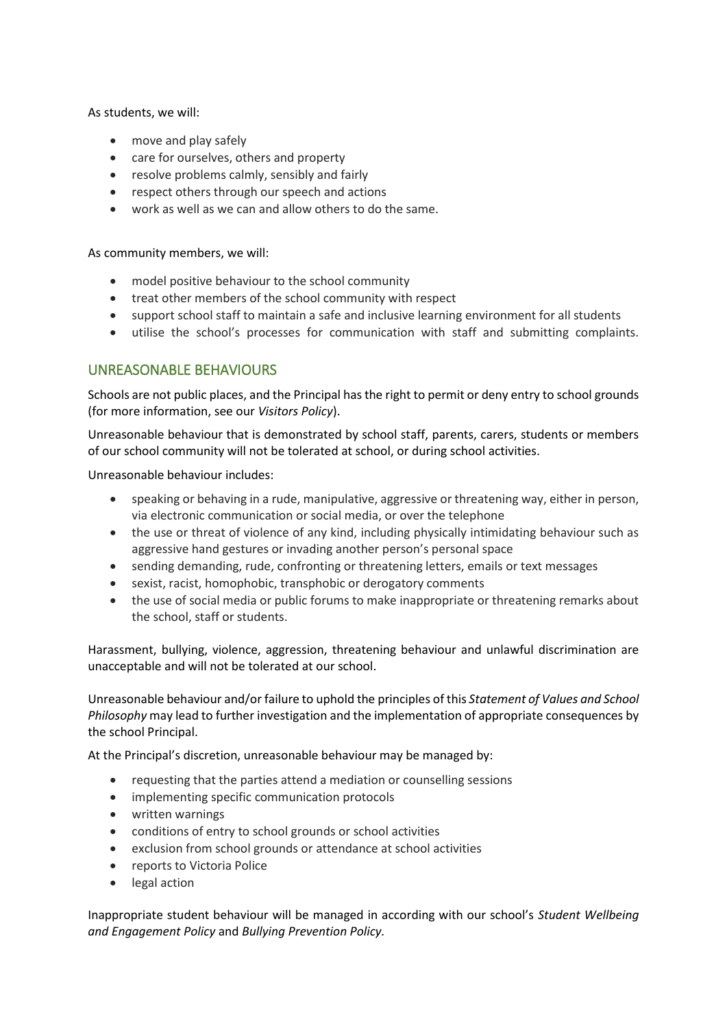As students, we will:

- move and play safely
- care for ourselves, others and property
- resolve problems calmly, sensibly and fairly
- respect others through our speech and actions
- work as well as we can and allow others to do the same.

As community members, we will:

- model positive behaviour to the school community
- treat other members of the school community with respect
- support school staff to maintain a safe and inclusive learning environment for all students
- utilise the school's processes for communication with staff and submitting complaints.

## UNREASONABLE BEHAVIOURS

Schools are not public places, and the Principal has the right to permit or deny entry to school grounds (for more information, see our *Visitors Policy*).

Unreasonable behaviour that is demonstrated by school staff, parents, carers, students or members of our school community will not be tolerated at school, or during school activities.

Unreasonable behaviour includes:

- speaking or behaving in a rude, manipulative, aggressive or threatening way, either in person, via electronic communication or social media, or over the telephone
- the use or threat of violence of any kind, including physically intimidating behaviour such as aggressive hand gestures or invading another person's personal space
- sending demanding, rude, confronting or threatening letters, emails or text messages
- sexist, racist, homophobic, transphobic or derogatory comments
- the use of social media or public forums to make inappropriate or threatening remarks about the school, staff or students.

Harassment, bullying, violence, aggression, threatening behaviour and unlawful discrimination are unacceptable and will not be tolerated at our school.

Unreasonable behaviour and/or failure to uphold the principles of this *Statement of Values and School Philosophy* may lead to further investigation and the implementation of appropriate consequences by the school Principal.

At the Principal's discretion, unreasonable behaviour may be managed by:

- requesting that the parties attend a mediation or counselling sessions
- implementing specific communication protocols
- written warnings
- conditions of entry to school grounds or school activities
- exclusion from school grounds or attendance at school activities
- reports to Victoria Police
- legal action

Inappropriate student behaviour will be managed in according with our school's *Student Wellbeing and Engagement Policy* and *Bullying Prevention Policy.*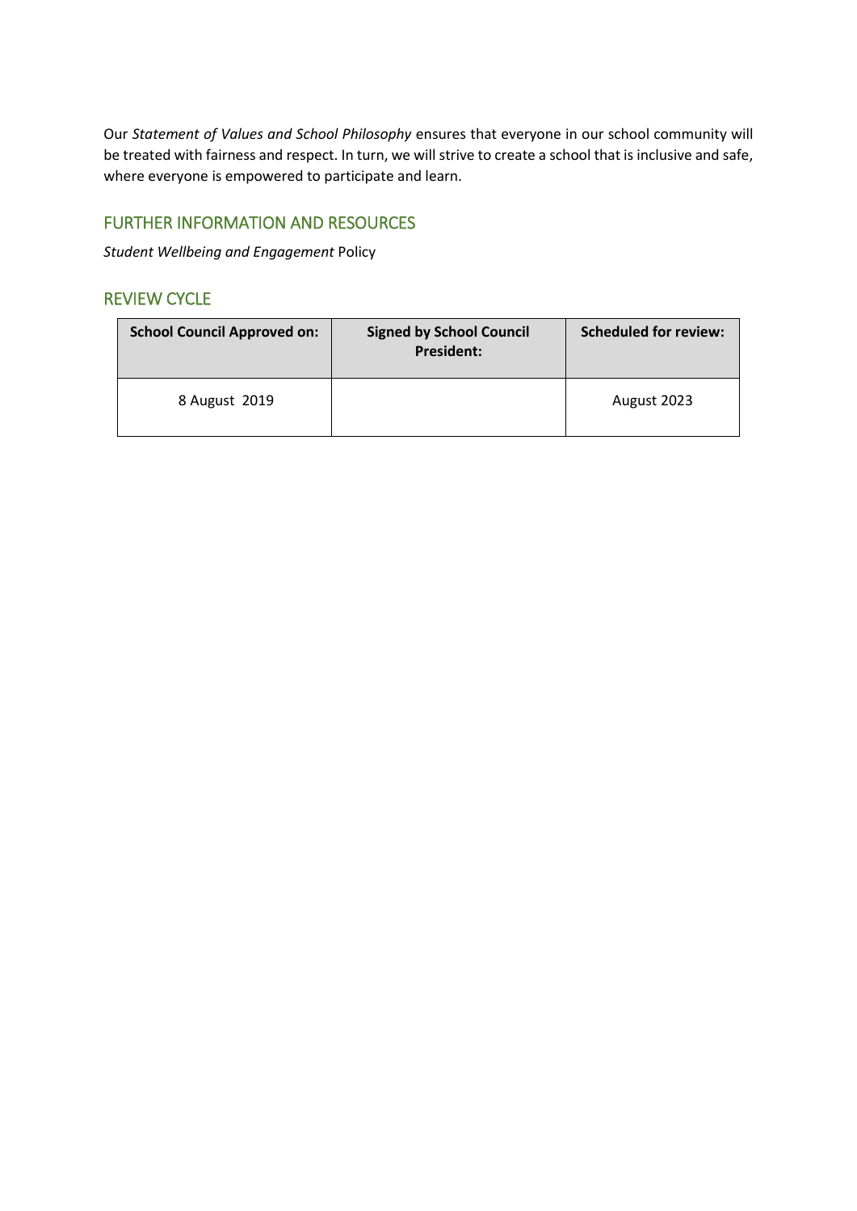Our *Statement of Values and School Philosophy* ensures that everyone in our school community will be treated with fairness and respect. In turn, we will strive to create a school that is inclusive and safe, where everyone is empowered to participate and learn.

## FURTHER INFORMATION AND RESOURCES

*Student Wellbeing and Engagement* Policy

## REVIEW CYCLE

| School Council Approved on: | Signed by School Council President: | Scheduled for review: |
|---|---|---|
| 8 August 2019 | | August 2023 |